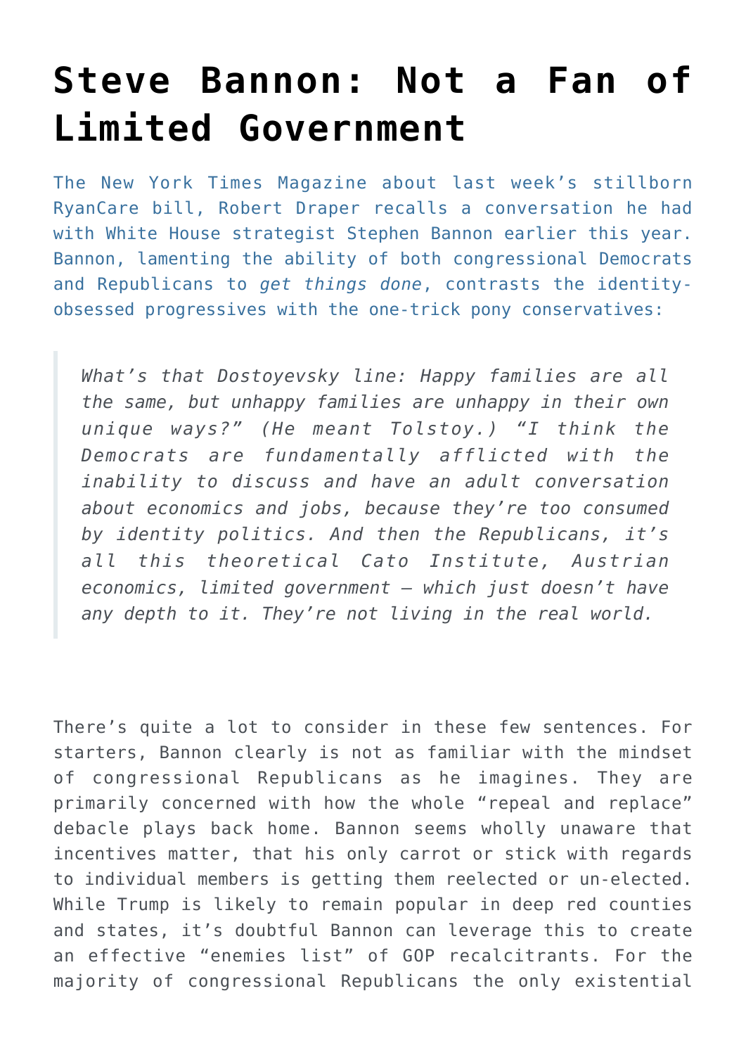# Steve Bannon: Not a Fan of Limited Government

The New York Times Magazine about last week's stillborn RyanCare bill, Robert Draper recalls a conversation he had with White House strategist Stephen Bannon earlier this year. Bannon, lamenting the ability of both congressional Democrats and Republicans to *get things done*, contrasts the identity-obsessed progressives with the one-trick pony conservatives:

> *What's that Dostoyevsky line: Happy families are all the same, but unhappy families are unhappy in their own unique ways?" (He meant Tolstoy.) "I think the Democrats are fundamentally afflicted with the inability to discuss and have an adult conversation about economics and jobs, because they're too consumed by identity politics. And then the Republicans, it's all this theoretical Cato Institute, Austrian economics, limited government — which just doesn't have any depth to it. They're not living in the real world.*

There's quite a lot to consider in these few sentences. For starters, Bannon clearly is not as familiar with the mindset of congressional Republicans as he imagines. They are primarily concerned with how the whole "repeal and replace" debacle plays back home. Bannon seems wholly unaware that incentives matter, that his only carrot or stick with regards to individual members is getting them reelected or un-elected. While Trump is likely to remain popular in deep red counties and states, it's doubtful Bannon can leverage this to create an effective "enemies list" of GOP recalcitrants. For the majority of congressional Republicans the only existential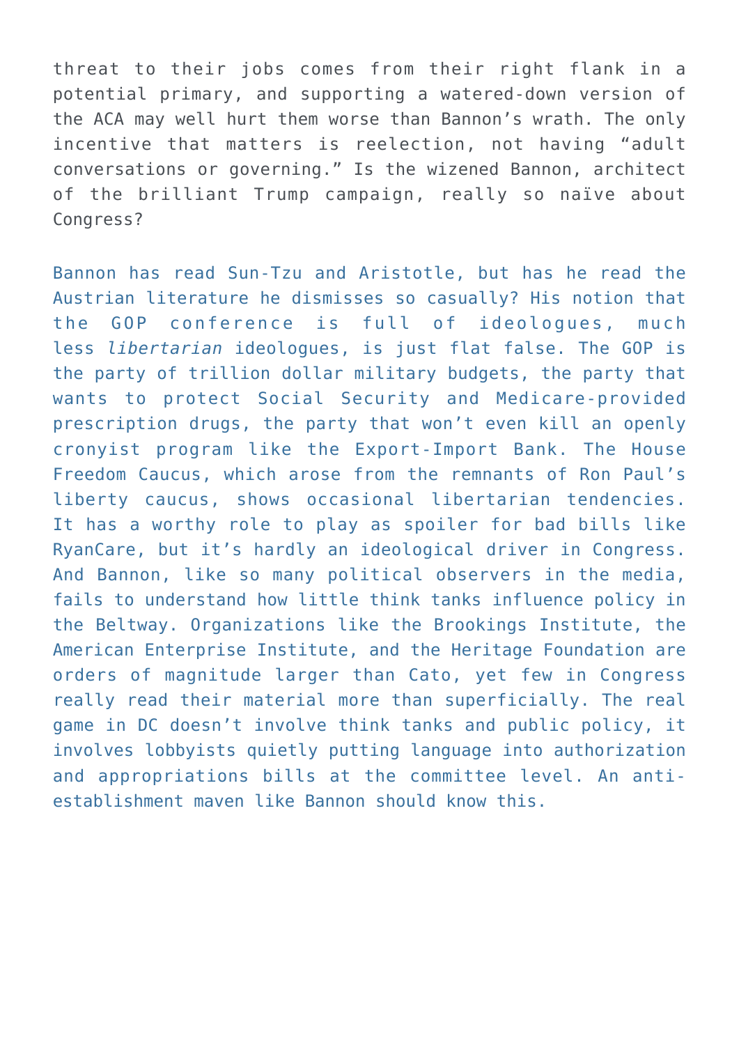threat to their jobs comes from their right flank in a potential primary, and supporting a watered-down version of the ACA may well hurt them worse than Bannon's wrath. The only incentive that matters is reelection, not having "adult conversations or governing." Is the wizened Bannon, architect of the brilliant Trump campaign, really so naïve about Congress?

Bannon has read Sun-Tzu and Aristotle, but has he read the Austrian literature he dismisses so casually? His notion that the GOP conference is full of ideologues, much less *libertarian* ideologues, is just flat false. The GOP is the party of trillion dollar military budgets, the party that wants to protect Social Security and Medicare-provided prescription drugs, the party that won't even kill an openly cronyist program like the Export-Import Bank. The House Freedom Caucus, which arose from the remnants of Ron Paul's liberty caucus, shows occasional libertarian tendencies. It has a worthy role to play as spoiler for bad bills like RyanCare, but it's hardly an ideological driver in Congress. And Bannon, like so many political observers in the media, fails to understand how little think tanks influence policy in the Beltway. Organizations like the Brookings Institute, the American Enterprise Institute, and the Heritage Foundation are orders of magnitude larger than Cato, yet few in Congress really read their material more than superficially. The real game in DC doesn't involve think tanks and public policy, it involves lobbyists quietly putting language into authorization and appropriations bills at the committee level. An anti-establishment maven like Bannon should know this.